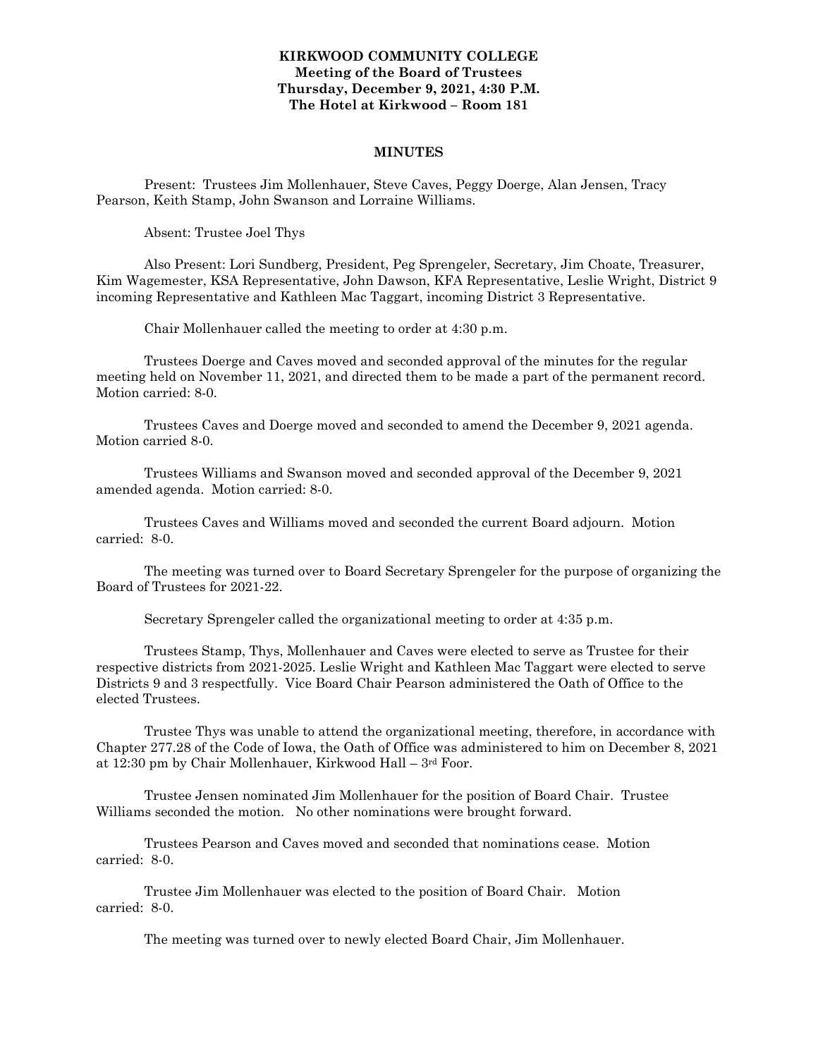**KIRKWOOD COMMUNITY COLLEGE**
**Meeting of the Board of Trustees**
**Thursday, December 9, 2021, 4:30 P.M.**
**The Hotel at Kirkwood – Room 181**

**MINUTES**

Present: Trustees Jim Mollenhauer, Steve Caves, Peggy Doerge, Alan Jensen, Tracy Pearson, Keith Stamp, John Swanson and Lorraine Williams.

Absent: Trustee Joel Thys

Also Present: Lori Sundberg, President, Peg Sprengeler, Secretary, Jim Choate, Treasurer, Kim Wagemester, KSA Representative, John Dawson, KFA Representative, Leslie Wright, District 9 incoming Representative and Kathleen Mac Taggart, incoming District 3 Representative.

Chair Mollenhauer called the meeting to order at 4:30 p.m.

Trustees Doerge and Caves moved and seconded approval of the minutes for the regular meeting held on November 11, 2021, and directed them to be made a part of the permanent record. Motion carried: 8-0.

Trustees Caves and Doerge moved and seconded to amend the December 9, 2021 agenda. Motion carried 8-0.

Trustees Williams and Swanson moved and seconded approval of the December 9, 2021 amended agenda. Motion carried: 8-0.

Trustees Caves and Williams moved and seconded the current Board adjourn. Motion carried: 8-0.

The meeting was turned over to Board Secretary Sprengeler for the purpose of organizing the Board of Trustees for 2021-22.

Secretary Sprengeler called the organizational meeting to order at 4:35 p.m.

Trustees Stamp, Thys, Mollenhauer and Caves were elected to serve as Trustee for their respective districts from 2021-2025. Leslie Wright and Kathleen Mac Taggart were elected to serve Districts 9 and 3 respectfully. Vice Board Chair Pearson administered the Oath of Office to the elected Trustees.

Trustee Thys was unable to attend the organizational meeting, therefore, in accordance with Chapter 277.28 of the Code of Iowa, the Oath of Office was administered to him on December 8, 2021 at 12:30 pm by Chair Mollenhauer, Kirkwood Hall – 3rd Foor.

Trustee Jensen nominated Jim Mollenhauer for the position of Board Chair. Trustee Williams seconded the motion. No other nominations were brought forward.

Trustees Pearson and Caves moved and seconded that nominations cease. Motion carried: 8-0.

Trustee Jim Mollenhauer was elected to the position of Board Chair. Motion carried: 8-0.

The meeting was turned over to newly elected Board Chair, Jim Mollenhauer.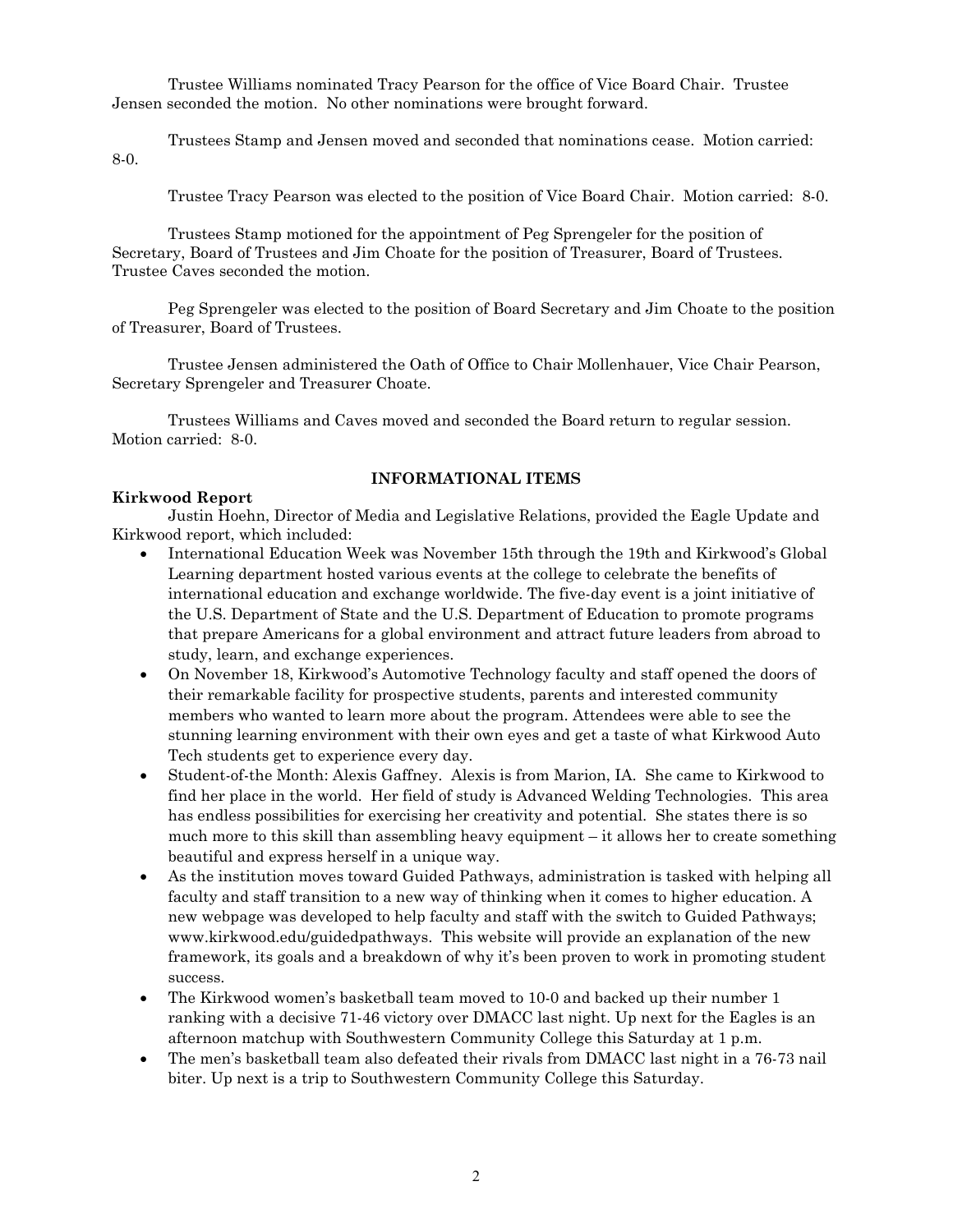Trustee Williams nominated Tracy Pearson for the office of Vice Board Chair. Trustee Jensen seconded the motion. No other nominations were brought forward.

Trustees Stamp and Jensen moved and seconded that nominations cease. Motion carried: 8-0.

Trustee Tracy Pearson was elected to the position of Vice Board Chair. Motion carried: 8-0.

Trustees Stamp motioned for the appointment of Peg Sprengeler for the position of Secretary, Board of Trustees and Jim Choate for the position of Treasurer, Board of Trustees. Trustee Caves seconded the motion.

Peg Sprengeler was elected to the position of Board Secretary and Jim Choate to the position of Treasurer, Board of Trustees.

Trustee Jensen administered the Oath of Office to Chair Mollenhauer, Vice Chair Pearson, Secretary Sprengeler and Treasurer Choate.

Trustees Williams and Caves moved and seconded the Board return to regular session. Motion carried: 8-0.

## INFORMATIONAL ITEMS

**Kirkwood Report**

Justin Hoehn, Director of Media and Legislative Relations, provided the Eagle Update and Kirkwood report, which included:

- International Education Week was November 15th through the 19th and Kirkwood's Global Learning department hosted various events at the college to celebrate the benefits of international education and exchange worldwide. The five-day event is a joint initiative of the U.S. Department of State and the U.S. Department of Education to promote programs that prepare Americans for a global environment and attract future leaders from abroad to study, learn, and exchange experiences.
- On November 18, Kirkwood's Automotive Technology faculty and staff opened the doors of their remarkable facility for prospective students, parents and interested community members who wanted to learn more about the program. Attendees were able to see the stunning learning environment with their own eyes and get a taste of what Kirkwood Auto Tech students get to experience every day.
- Student-of-the Month: Alexis Gaffney. Alexis is from Marion, IA. She came to Kirkwood to find her place in the world. Her field of study is Advanced Welding Technologies. This area has endless possibilities for exercising her creativity and potential. She states there is so much more to this skill than assembling heavy equipment – it allows her to create something beautiful and express herself in a unique way.
- As the institution moves toward Guided Pathways, administration is tasked with helping all faculty and staff transition to a new way of thinking when it comes to higher education. A new webpage was developed to help faculty and staff with the switch to Guided Pathways; www.kirkwood.edu/guidedpathways. This website will provide an explanation of the new framework, its goals and a breakdown of why it's been proven to work in promoting student success.
- The Kirkwood women's basketball team moved to 10-0 and backed up their number 1 ranking with a decisive 71-46 victory over DMACC last night. Up next for the Eagles is an afternoon matchup with Southwestern Community College this Saturday at 1 p.m.
- The men's basketball team also defeated their rivals from DMACC last night in a 76-73 nail biter. Up next is a trip to Southwestern Community College this Saturday.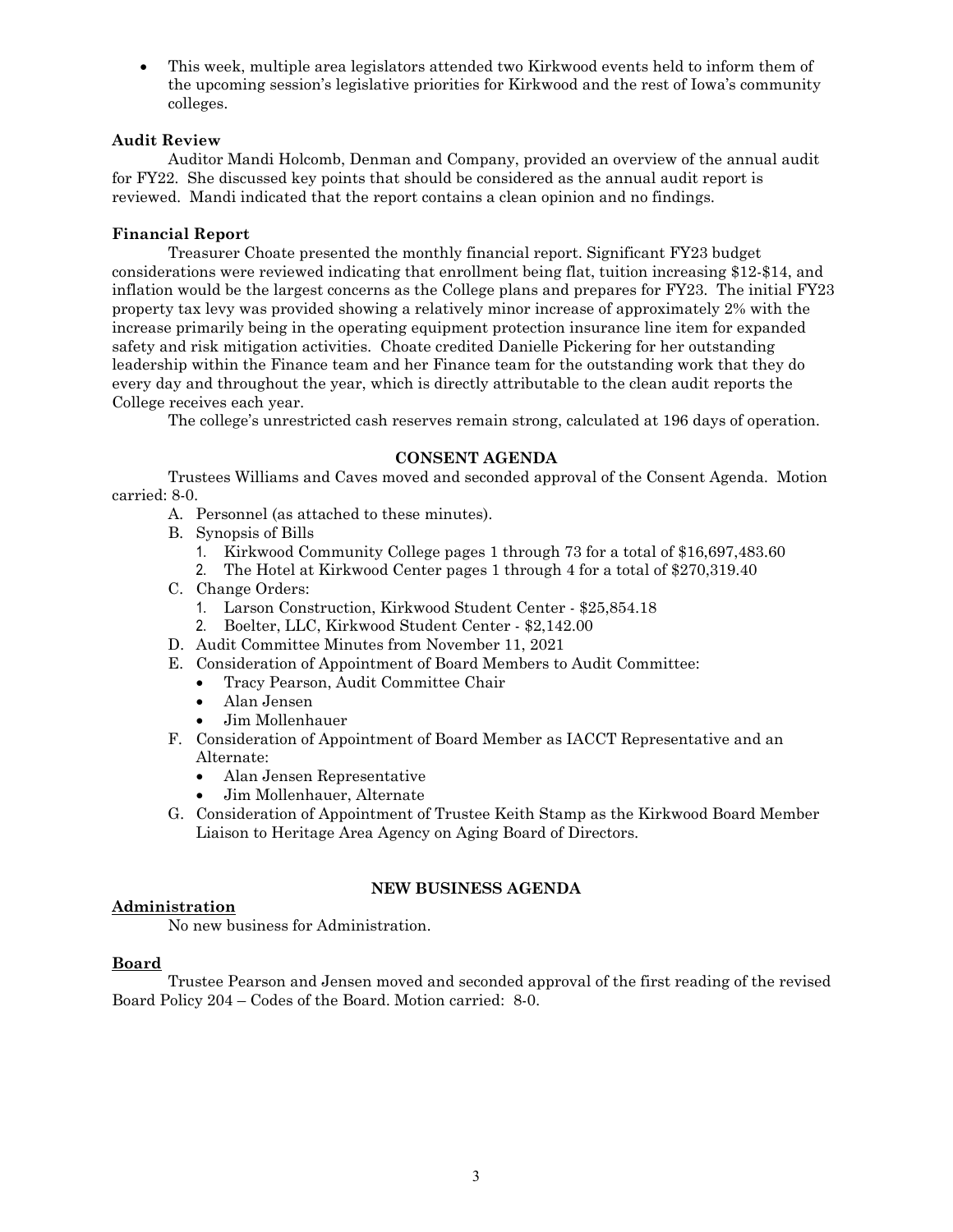- This week, multiple area legislators attended two Kirkwood events held to inform them of the upcoming session's legislative priorities for Kirkwood and the rest of Iowa's community colleges.

**Audit Review**

Auditor Mandi Holcomb, Denman and Company, provided an overview of the annual audit for FY22. She discussed key points that should be considered as the annual audit report is reviewed. Mandi indicated that the report contains a clean opinion and no findings.

**Financial Report**

Treasurer Choate presented the monthly financial report. Significant FY23 budget considerations were reviewed indicating that enrollment being flat, tuition increasing $12-$14, and inflation would be the largest concerns as the College plans and prepares for FY23. The initial FY23 property tax levy was provided showing a relatively minor increase of approximately 2% with the increase primarily being in the operating equipment protection insurance line item for expanded safety and risk mitigation activities. Choate credited Danielle Pickering for her outstanding leadership within the Finance team and her Finance team for the outstanding work that they do every day and throughout the year, which is directly attributable to the clean audit reports the College receives each year.

The college's unrestricted cash reserves remain strong, calculated at 196 days of operation.

## CONSENT AGENDA

Trustees Williams and Caves moved and seconded approval of the Consent Agenda. Motion carried: 8-0.

A. Personnel (as attached to these minutes).
B. Synopsis of Bills
   1. Kirkwood Community College pages 1 through 73 for a total of $16,697,483.60
   2. The Hotel at Kirkwood Center pages 1 through 4 for a total of $270,319.40
C. Change Orders:
   1. Larson Construction, Kirkwood Student Center - $25,854.18
   2. Boelter, LLC, Kirkwood Student Center - $2,142.00
D. Audit Committee Minutes from November 11, 2021
E. Consideration of Appointment of Board Members to Audit Committee:
   - Tracy Pearson, Audit Committee Chair
   - Alan Jensen
   - Jim Mollenhauer
F. Consideration of Appointment of Board Member as IACCT Representative and an Alternate:
   - Alan Jensen Representative
   - Jim Mollenhauer, Alternate
G. Consideration of Appointment of Trustee Keith Stamp as the Kirkwood Board Member Liaison to Heritage Area Agency on Aging Board of Directors.

## NEW BUSINESS AGENDA

**Administration**

No new business for Administration.

**Board**

Trustee Pearson and Jensen moved and seconded approval of the first reading of the revised Board Policy 204 – Codes of the Board. Motion carried: 8-0.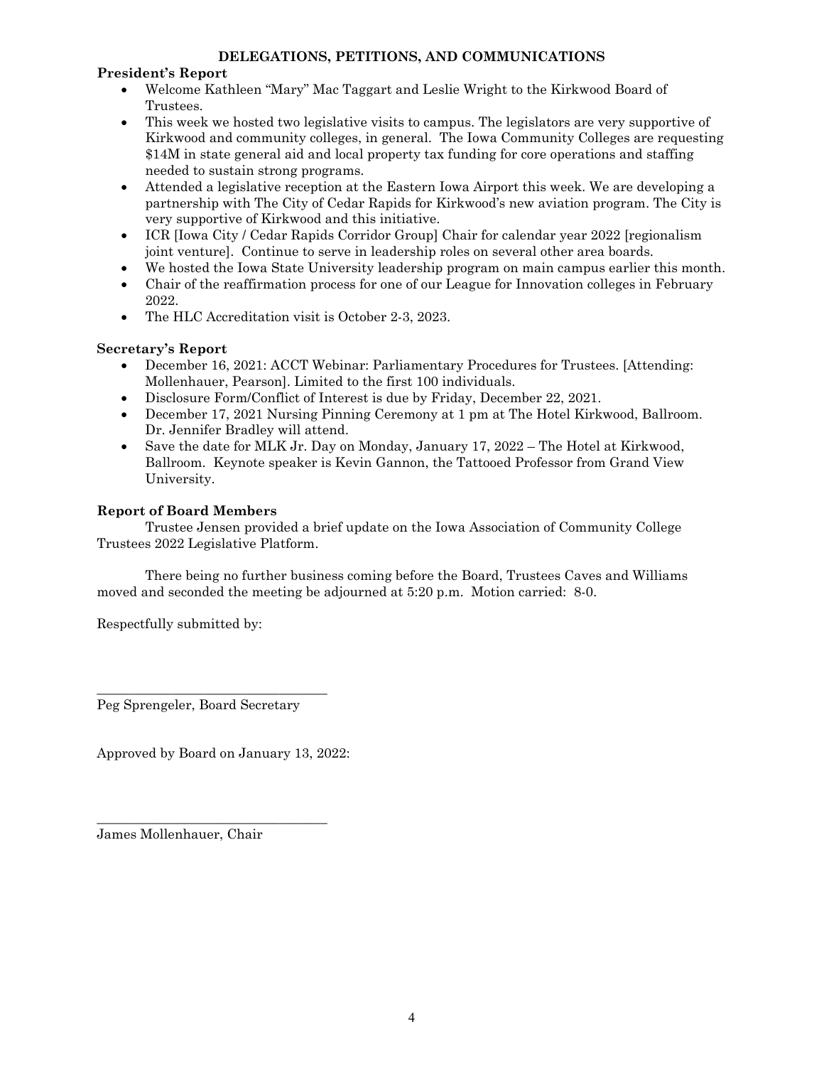## DELEGATIONS, PETITIONS, AND COMMUNICATIONS

**President's Report**

- Welcome Kathleen "Mary" Mac Taggart and Leslie Wright to the Kirkwood Board of Trustees.
- This week we hosted two legislative visits to campus. The legislators are very supportive of Kirkwood and community colleges, in general. The Iowa Community Colleges are requesting $14M in state general aid and local property tax funding for core operations and staffing needed to sustain strong programs.
- Attended a legislative reception at the Eastern Iowa Airport this week. We are developing a partnership with The City of Cedar Rapids for Kirkwood's new aviation program. The City is very supportive of Kirkwood and this initiative.
- ICR [Iowa City / Cedar Rapids Corridor Group] Chair for calendar year 2022 [regionalism joint venture]. Continue to serve in leadership roles on several other area boards.
- We hosted the Iowa State University leadership program on main campus earlier this month.
- Chair of the reaffirmation process for one of our League for Innovation colleges in February 2022.
- The HLC Accreditation visit is October 2-3, 2023.

**Secretary's Report**

- December 16, 2021: ACCT Webinar: Parliamentary Procedures for Trustees. [Attending: Mollenhauer, Pearson]. Limited to the first 100 individuals.
- Disclosure Form/Conflict of Interest is due by Friday, December 22, 2021.
- December 17, 2021 Nursing Pinning Ceremony at 1 pm at The Hotel Kirkwood, Ballroom. Dr. Jennifer Bradley will attend.
- Save the date for MLK Jr. Day on Monday, January 17, 2022 – The Hotel at Kirkwood, Ballroom. Keynote speaker is Kevin Gannon, the Tattooed Professor from Grand View University.

**Report of Board Members**

Trustee Jensen provided a brief update on the Iowa Association of Community College Trustees 2022 Legislative Platform.

There being no further business coming before the Board, Trustees Caves and Williams moved and seconded the meeting be adjourned at 5:20 p.m. Motion carried: 8-0.

Respectfully submitted by:

\_\_\_\_\_\_\_\_\_\_\_\_\_\_\_\_\_\_\_\_\_\_\_\_\_\_\_\_\_\_\_\_\_\_

Peg Sprengeler, Board Secretary

Approved by Board on January 13, 2022:

\_\_\_\_\_\_\_\_\_\_\_\_\_\_\_\_\_\_\_\_\_\_\_\_\_\_\_\_\_\_\_\_\_\_

James Mollenhauer, Chair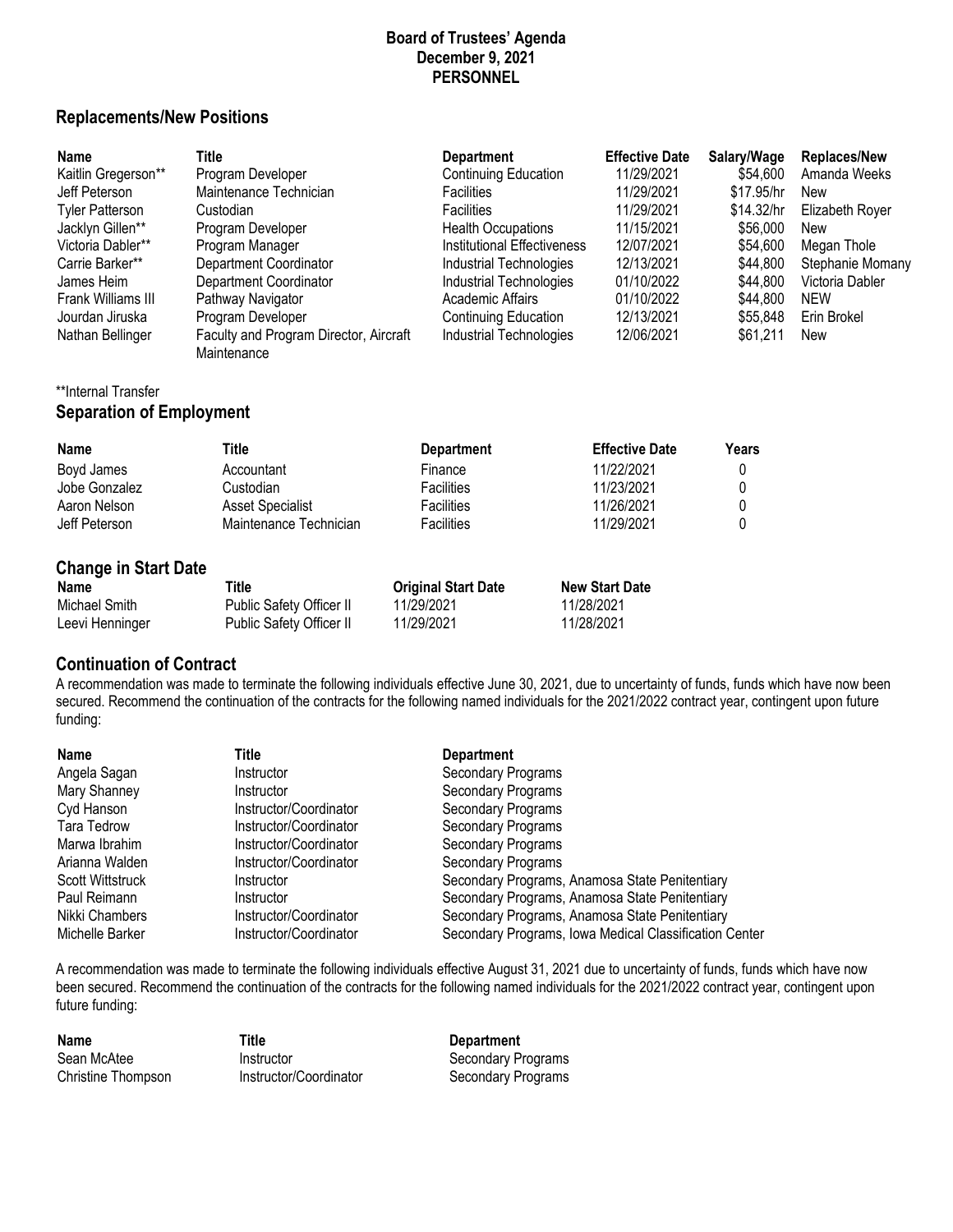**Board of Trustees' Agenda**
**December 9, 2021**
**PERSONNEL**

## Replacements/New Positions

| Name | Title | Department | Effective Date | Salary/Wage | Replaces/New |
|---|---|---|---|---|---|
| Kaitlin Gregerson** | Program Developer | Continuing Education | 11/29/2021 | $54,600 | Amanda Weeks |
| Jeff Peterson | Maintenance Technician | Facilities | 11/29/2021 | $17.95/hr | New |
| Tyler Patterson | Custodian | Facilities | 11/29/2021 | $14.32/hr | Elizabeth Royer |
| Jacklyn Gillen** | Program Developer | Health Occupations | 11/15/2021 | $56,000 | New |
| Victoria Dabler** | Program Manager | Institutional Effectiveness | 12/07/2021 | $54,600 | Megan Thole |
| Carrie Barker** | Department Coordinator | Industrial Technologies | 12/13/2021 | $44,800 | Stephanie Momany |
| James Heim | Department Coordinator | Industrial Technologies | 01/10/2022 | $44,800 | Victoria Dabler |
| Frank Williams III | Pathway Navigator | Academic Affairs | 01/10/2022 | $44,800 | NEW |
| Jourdan Jiruska | Program Developer | Continuing Education | 12/13/2021 | $55,848 | Erin Brokel |
| Nathan Bellinger | Faculty and Program Director, Aircraft Maintenance | Industrial Technologies | 12/06/2021 | $61,211 | New |

**Internal Transfer

## Separation of Employment

| Name | Title | Department | Effective Date | Years |
|---|---|---|---|---|
| Boyd James | Accountant | Finance | 11/22/2021 | 0 |
| Jobe Gonzalez | Custodian | Facilities | 11/23/2021 | 0 |
| Aaron Nelson | Asset Specialist | Facilities | 11/26/2021 | 0 |
| Jeff Peterson | Maintenance Technician | Facilities | 11/29/2021 | 0 |

## Change in Start Date

| Name | Title | Original Start Date | New Start Date |
|---|---|---|---|
| Michael Smith | Public Safety Officer II | 11/29/2021 | 11/28/2021 |
| Leevi Henninger | Public Safety Officer II | 11/29/2021 | 11/28/2021 |

## Continuation of Contract

A recommendation was made to terminate the following individuals effective June 30, 2021, due to uncertainty of funds, funds which have now been secured. Recommend the continuation of the contracts for the following named individuals for the 2021/2022 contract year, contingent upon future funding:

| Name | Title | Department |
|---|---|---|
| Angela Sagan | Instructor | Secondary Programs |
| Mary Shanney | Instructor | Secondary Programs |
| Cyd Hanson | Instructor/Coordinator | Secondary Programs |
| Tara Tedrow | Instructor/Coordinator | Secondary Programs |
| Marwa Ibrahim | Instructor/Coordinator | Secondary Programs |
| Arianna Walden | Instructor/Coordinator | Secondary Programs |
| Scott Wittstruck | Instructor | Secondary Programs, Anamosa State Penitentiary |
| Paul Reimann | Instructor | Secondary Programs, Anamosa State Penitentiary |
| Nikki Chambers | Instructor/Coordinator | Secondary Programs, Anamosa State Penitentiary |
| Michelle Barker | Instructor/Coordinator | Secondary Programs, Iowa Medical Classification Center |

A recommendation was made to terminate the following individuals effective August 31, 2021 due to uncertainty of funds, funds which have now been secured. Recommend the continuation of the contracts for the following named individuals for the 2021/2022 contract year, contingent upon future funding:

| Name | Title | Department |
|---|---|---|
| Sean McAtee | Instructor | Secondary Programs |
| Christine Thompson | Instructor/Coordinator | Secondary Programs |